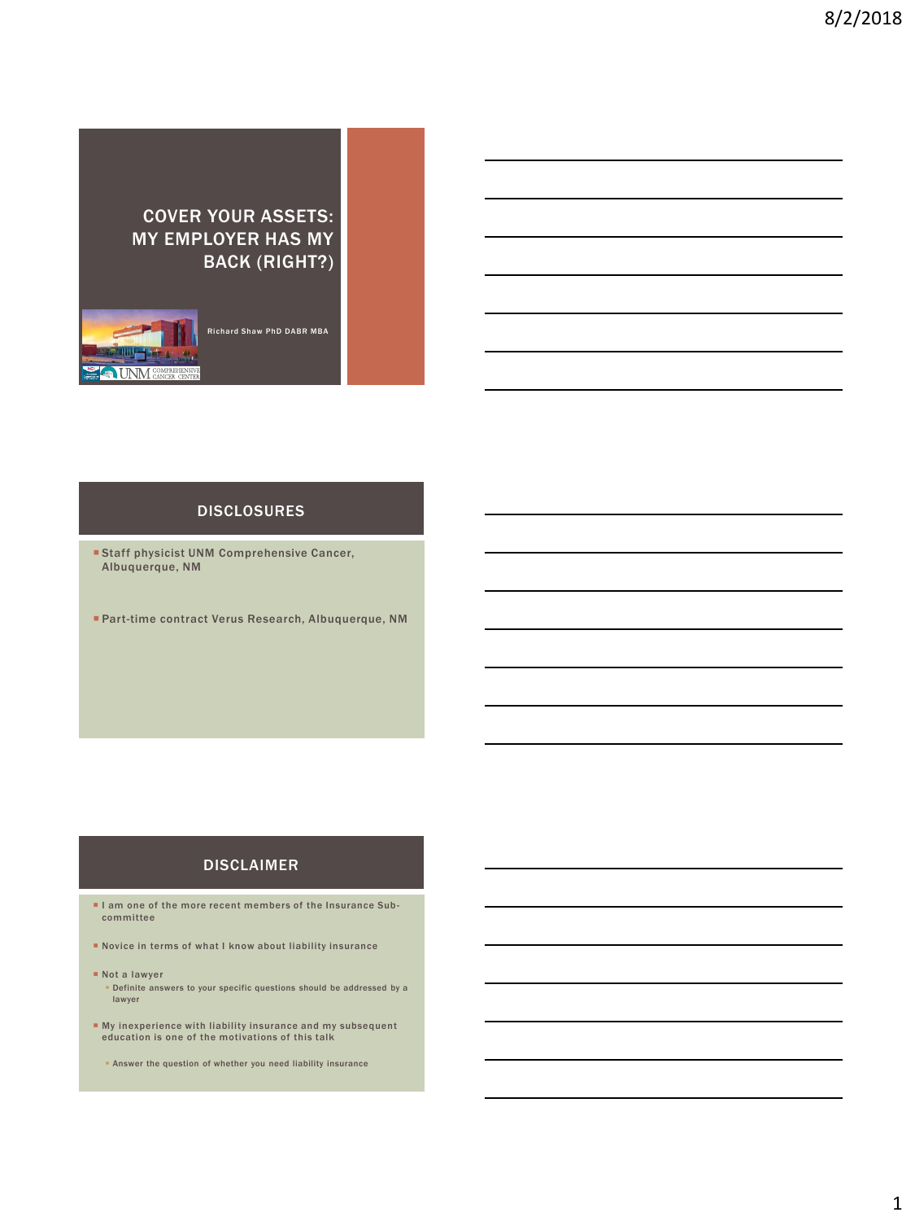# COVER YOUR ASSETS: MY EMPLOYER HAS MY BACK (RIGHT?)

Richard Shaw PhD DABR MBA

## DISCLOSURES

- Staff physicist UNM Comprehensive Cancer, Albuquerque, NM
- Part-time contract Verus Research, Albuquerque, NM

## DISCLAIMER

- I am one of the more recent members of the Insurance Sub-committee
- Novice in terms of what I know about liability insurance
- Not a lawyer
  - Definite answers to your specific questions should be addressed by a lawyer
- My inexperience with liability insurance and my subsequent education is one of the motivations of this talk
  - Answer the question of whether you need liability insurance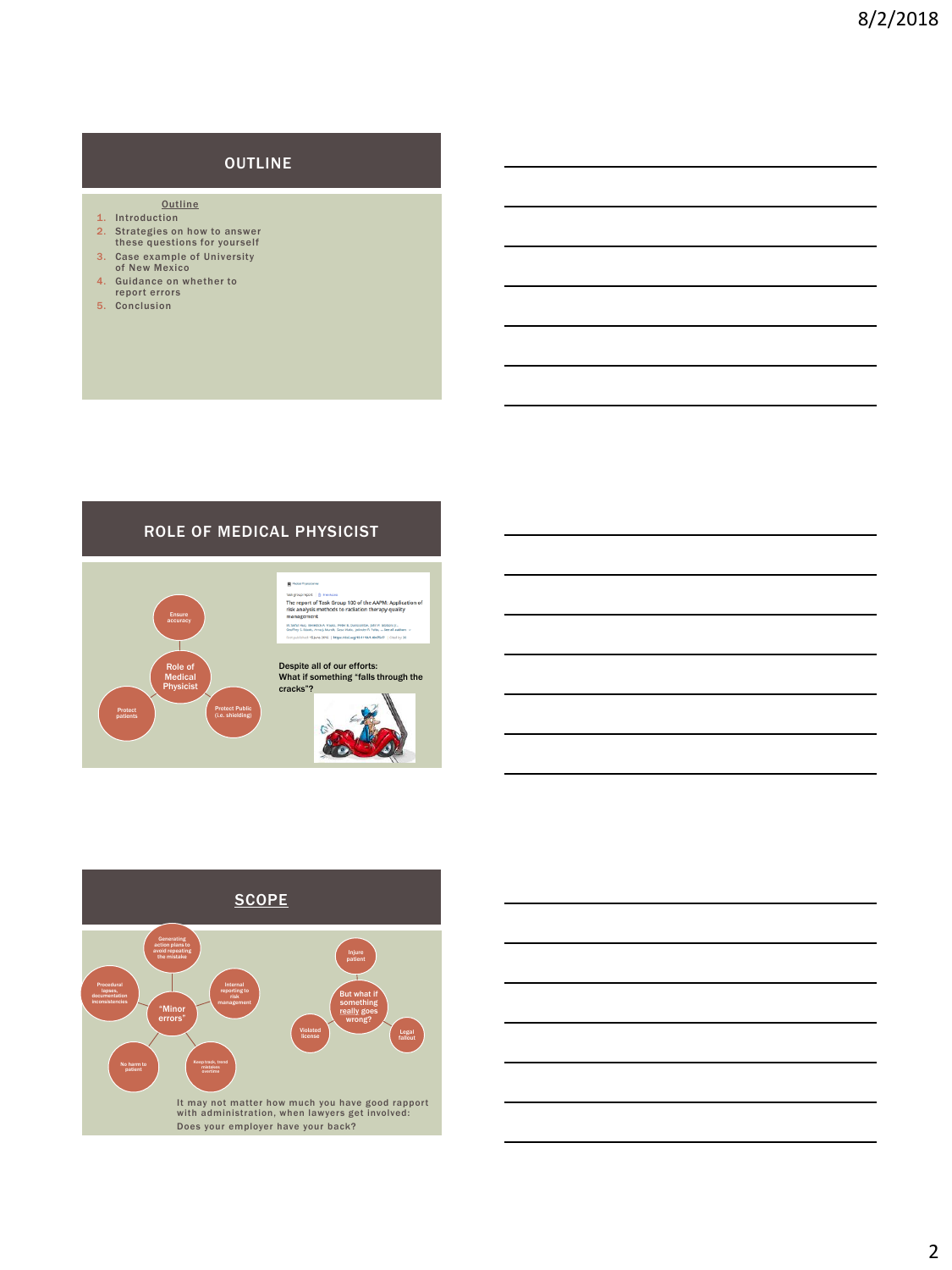## OUTLINE

**Outline**

1. Introduction
2. Strategies on how to answer these questions for yourself
3. Case example of University of New Mexico
4. Guidance on whether to report errors
5. Conclusion

## ROLE OF MEDICAL PHYSICIST

- Ensure accuracy
- Role of Medical Physicist
- Protect patients
- Protect Public (i.e. shielding)

The report of Task Group 100 of the AAPM: Application of risk analysis methods to radiation therapy quality management

Despite all of our efforts:
What if something "falls through the cracks"?

## SCOPE

- Generating action plans to avoid repeating the mistake
- Procedural lapses, documentation inconsistencies
- Internal reporting to risk management
- "Minor errors"
- No harm to patient
- Keep track, trend mistakes overtime

- Injure patient
- But what if something **really** goes wrong?
- Violated license
- Legal fallout

It may not matter how much you have good rapport with administration, when lawyers get involved: Does your employer have your back?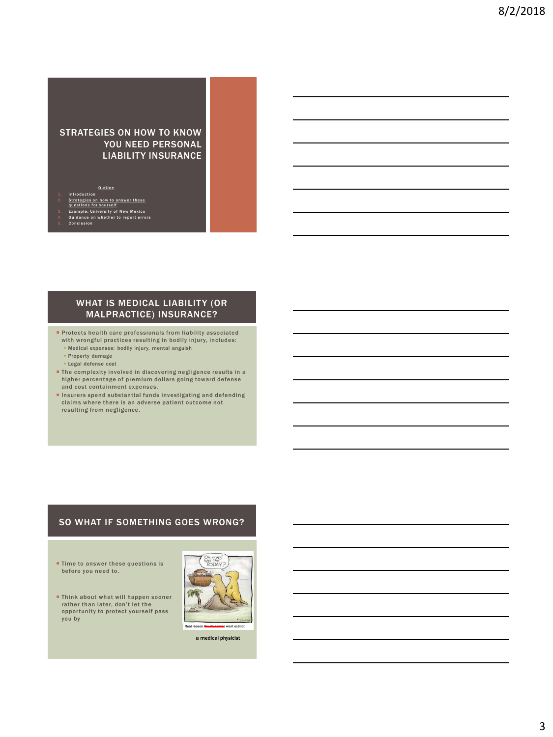## STRATEGIES ON HOW TO KNOW YOU NEED PERSONAL LIABILITY INSURANCE

**Outline**

1. Introduction
2. Strategies on how to answer these questions for yourself
3. Example: University of New Mexico
4. Guidance on whether to report errors
5. Conclusion

## WHAT IS MEDICAL LIABILITY (OR MALPRACTICE) INSURANCE?

- Protects health care professionals from liability associated with wrongful practices resulting in bodily injury, includes:
  - Medical expenses: bodily injury, mental anguish
  - Property damage
  - Legal defense cost
- The complexity involved in discovering negligence results in a higher percentage of premium dollars going toward defense and cost containment expenses.
- Insurers spend substantial funds investigating and defending claims where there is an adverse patient outcome not resulting from negligence.

## SO WHAT IF SOMETHING GOES WRONG?

- Time to answer these questions is before you need to.
- Think about what will happen sooner rather than later, don't let the opportunity to protect yourself pass you by

Real reason ~~the dinosaurs~~ went extinct

a medical physicist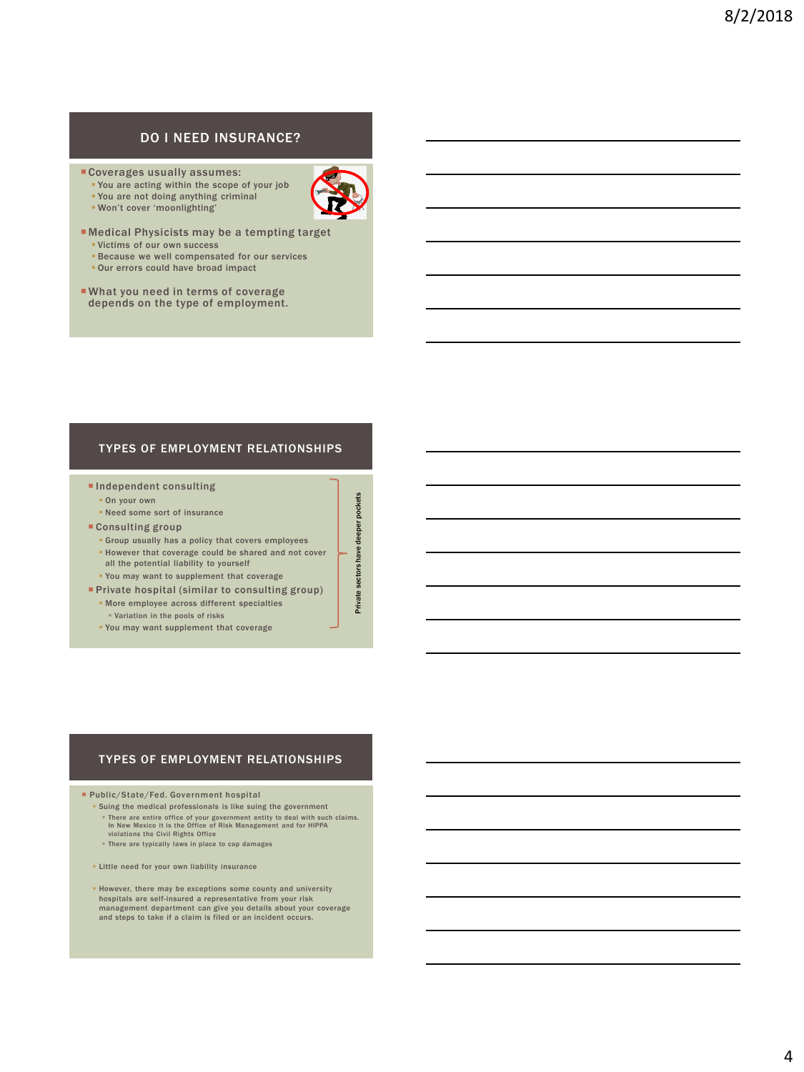## DO I NEED INSURANCE?

- Coverages usually assumes:
  - You are acting within the scope of your job
  - You are not doing anything criminal
  - Won't cover 'moonlighting'
- Medical Physicists may be a tempting target
  - Victims of our own success
  - Because we well compensated for our services
  - Our errors could have broad impact
- What you need in terms of coverage depends on the type of employment.

## TYPES OF EMPLOYMENT RELATIONSHIPS

- Independent consulting
  - On your own
  - Need some sort of insurance
- Consulting group
  - Group usually has a policy that covers employees
  - However that coverage could be shared and not cover all the potential liability to yourself
  - You may want to supplement that coverage
- Private hospital (similar to consulting group)
  - More employee across different specialties
    - Variation in the pools of risks
  - You may want supplement that coverage

Private sectors have deeper pockets

## TYPES OF EMPLOYMENT RELATIONSHIPS

- Public/State/Fed. Government hospital
  - Suing the medical professionals is like suing the government
    - There are entire office of your government entity to deal with such claims. In New Mexico it is the Office of Risk Management and for HIPPA violations the Civil Rights Office
    - There are typically laws in place to cap damages
  - Little need for your own liability insurance
  - However, there may be exceptions some county and university hospitals are self-insured a representative from your risk management department can give you details about your coverage and steps to take if a claim is filed or an incident occurs.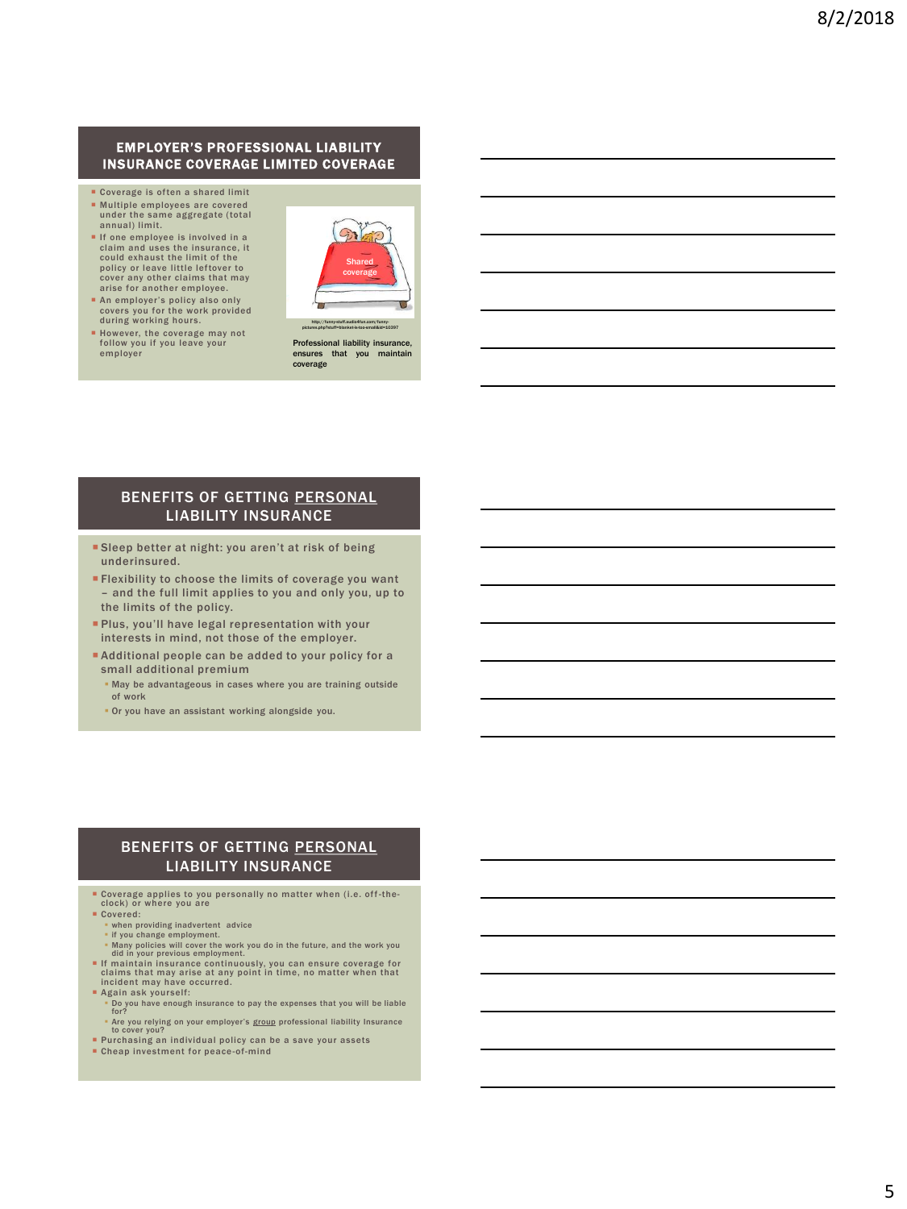## EMPLOYER'S PROFESSIONAL LIABILITY INSURANCE COVERAGE LIMITED COVERAGE

- Coverage is often a shared limit
- Multiple employees are covered under the same aggregate (total annual) limit.
- If one employee is involved in a claim and uses the insurance, it could exhaust the limit of the policy or leave little leftover to cover any other claims that may arise for another employee.
- An employer's policy also only covers you for the work provided during working hours.
- However, the coverage may not follow you if you leave your employer

Shared coverage

http://funny-staff.audio4fun.com/funny-pictures.php?stuff=blanket-is-too-small&id=10397

Professional liability insurance, ensures that you maintain coverage

## BENEFITS OF GETTING PERSONAL LIABILITY INSURANCE

- Sleep better at night: you aren't at risk of being underinsured.
- Flexibility to choose the limits of coverage you want – and the full limit applies to you and only you, up to the limits of the policy.
- Plus, you'll have legal representation with your interests in mind, not those of the employer.
- Additional people can be added to your policy for a small additional premium
  - May be advantageous in cases where you are training outside of work
  - Or you have an assistant working alongside you.

## BENEFITS OF GETTING PERSONAL LIABILITY INSURANCE

- Coverage applies to you personally no matter when (i.e. off-the-clock) or where you are
- Covered:
  - when providing inadvertent advice
  - if you change employment.
  - Many policies will cover the work you do in the future, and the work you did in your previous employment.
- If maintain insurance continuously, you can ensure coverage for claims that may arise at any point in time, no matter when that incident may have occurred.
- Again ask yourself:
  - Do you have enough insurance to pay the expenses that you will be liable for?
  - Are you relying on your employer's group professional liability Insurance to cover you?
- Purchasing an individual policy can be a save your assets
- Cheap investment for peace-of-mind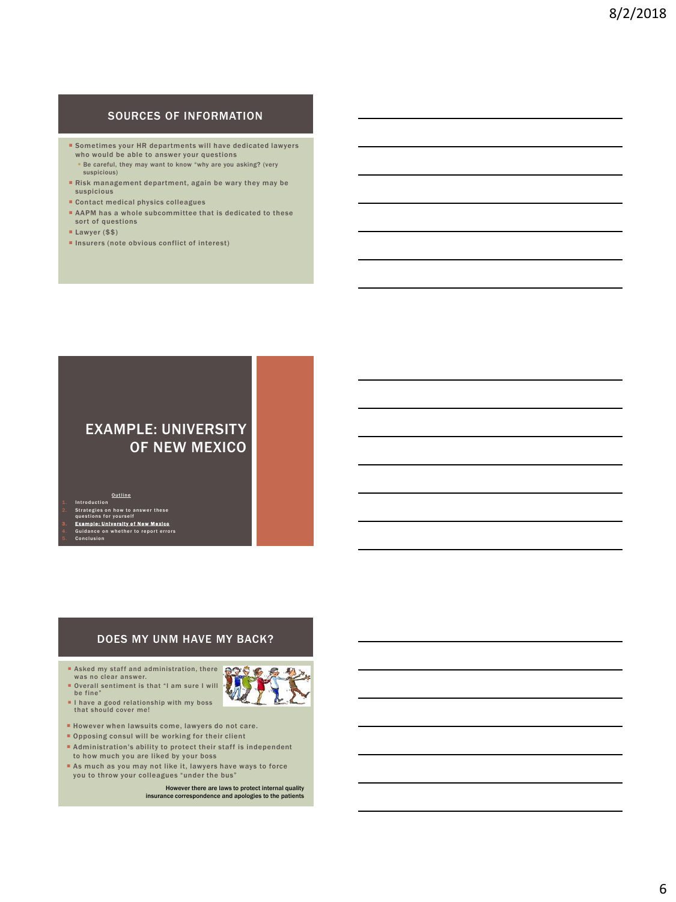## SOURCES OF INFORMATION

- Sometimes your HR departments will have dedicated lawyers who would be able to answer your questions
  - Be careful, they may want to know "why are you asking? (very suspicious)
- Risk management department, again be wary they may be suspicious
- Contact medical physics colleagues
- AAPM has a whole subcommittee that is dedicated to these sort of questions
- Lawyer ($$)
- Insurers (note obvious conflict of interest)

## EXAMPLE: UNIVERSITY OF NEW MEXICO

Outline

1. Introduction
2. Strategies on how to answer these questions for yourself
3. **Example: University of New Mexico**
4. Guidance on whether to report errors
5. Conclusion

## DOES MY UNM HAVE MY BACK?

- Asked my staff and administration, there was no clear answer.
- Overall sentiment is that "I am sure I will be fine"
- I have a good relationship with my boss that should cover me!
- However when lawsuits come, lawyers do not care.
- Opposing consul will be working for their client
- Administration's ability to protect their staff is independent to how much you are liked by your boss
- As much as you may not like it, lawyers have ways to force you to throw your colleagues "under the bus"

**However there are laws to protect internal quality insurance correspondence and apologies to the patients**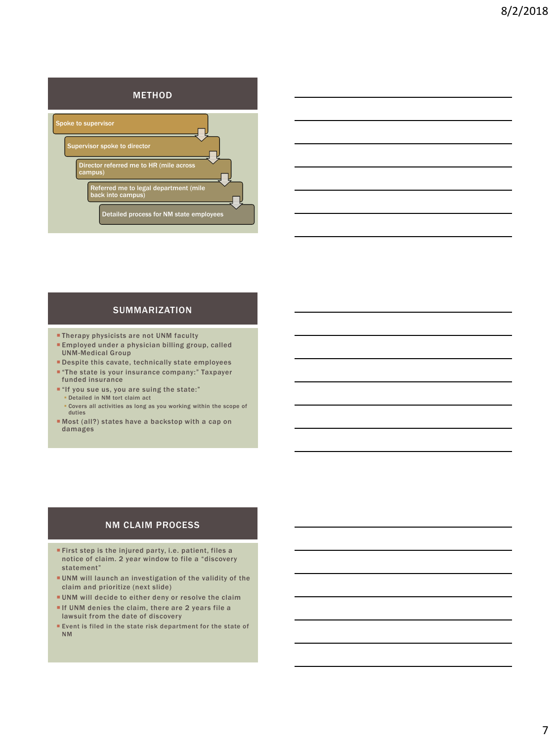## METHOD

- Spoke to supervisor
- Supervisor spoke to director
- Director referred me to HR (mile across campus)
- Referred me to legal department (mile back into campus)
- Detailed process for NM state employees

## SUMMARIZATION

- Therapy physicists are not UNM faculty
- Employed under a physician billing group, called UNM-Medical Group
- Despite this cavate, technically state employees
- "The state is your insurance company:" Taxpayer funded insurance
- "If you sue us, you are suing the state:"
  - Detailed in NM tort claim act
  - Covers all activities as long as you working within the scope of duties
- Most (all?) states have a backstop with a cap on damages

## NM CLAIM PROCESS

- First step is the injured party, i.e. patient, files a notice of claim. 2 year window to file a "discovery statement"
- UNM will launch an investigation of the validity of the claim and prioritize (next slide)
- UNM will decide to either deny or resolve the claim
- If UNM denies the claim, there are 2 years file a lawsuit from the date of discovery
- Event is filed in the state risk department for the state of NM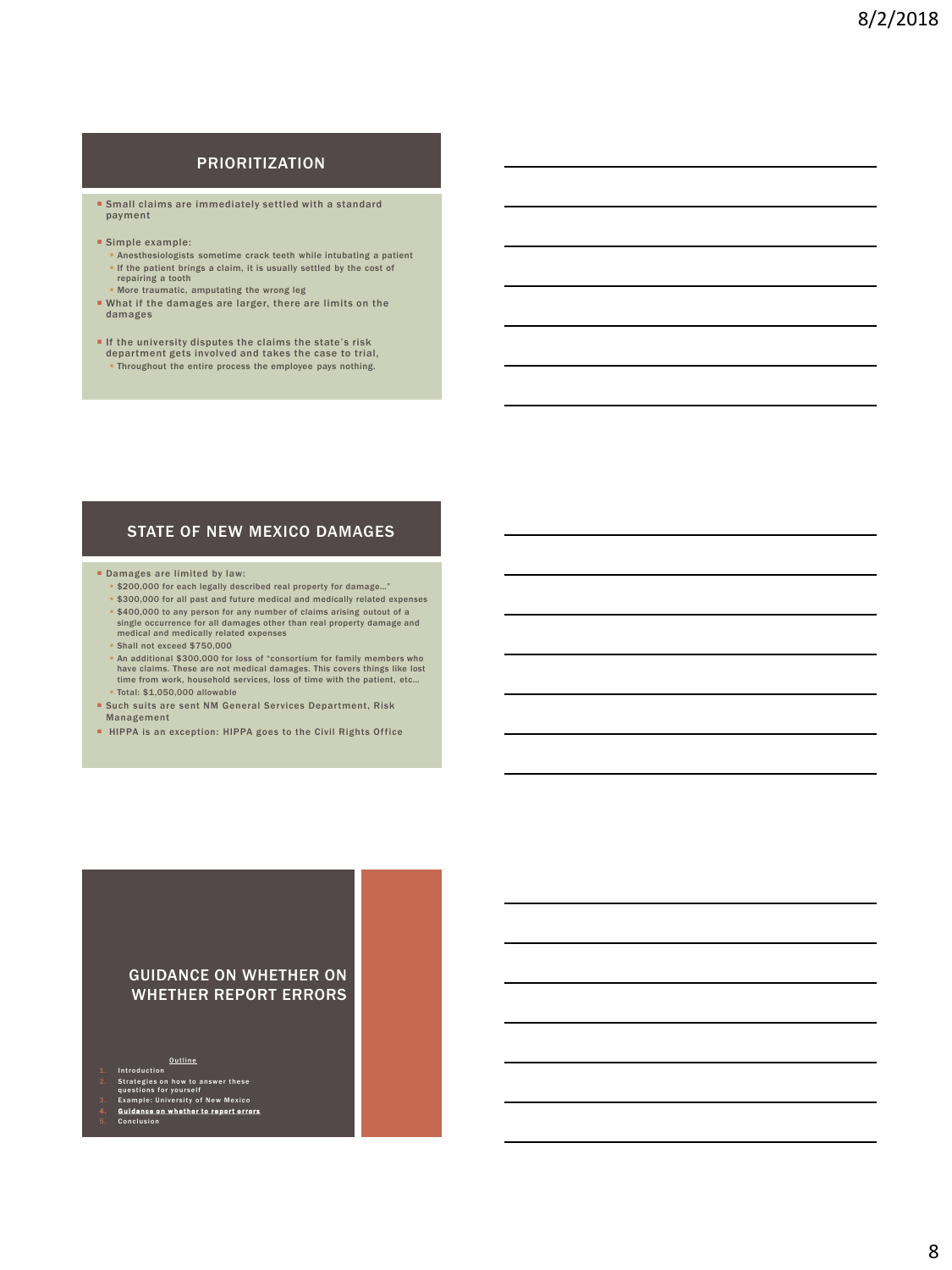## PRIORITIZATION

- Small claims are immediately settled with a standard payment
- Simple example:
  - Anesthesiologists sometime crack teeth while intubating a patient
  - If the patient brings a claim, it is usually settled by the cost of repairing a tooth
  - More traumatic, amputating the wrong leg
- What if the damages are larger, there are limits on the damages
- If the university disputes the claims the state's risk department gets involved and takes the case to trial,
  - Throughout the entire process the employee pays nothing.

## STATE OF NEW MEXICO DAMAGES

- Damages are limited by law:
  - $200,000 for each legally described real property for damage…"
  - $300,000 for all past and future medical and medically related expenses
  - $400,000 to any person for any number of claims arising outout of a single occurrence for all damages other than real property damage and medical and medically related expenses
  - Shall not exceed $750,000
  - An additional $300,000 for loss of "consortium for family members who have claims. These are not medical damages. This covers things like lost time from work, household services, loss of time with the patient, etc…
  - Total: $1,050,000 allowable
- Such suits are sent NM General Services Department, Risk Management
- HIPPA is an exception: HIPPA goes to the Civil Rights Office

## GUIDANCE ON WHETHER ON WHETHER REPORT ERRORS

Outline

1. Introduction
2. Strategies on how to answer these questions for yourself
3. Example: University of New Mexico
4. **Guidance on whether to report errors**
5. Conclusion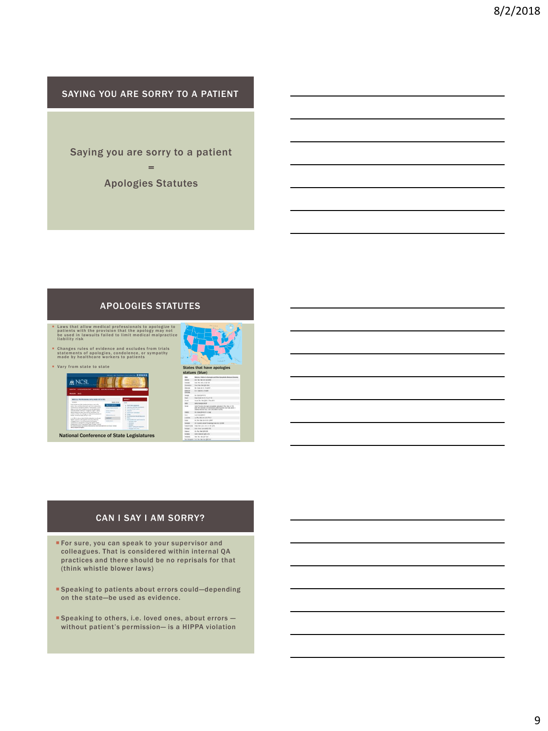## SAYING YOU ARE SORRY TO A PATIENT

Saying you are sorry to a patient

=

Apologies Statutes

## APOLOGIES STATUTES

- Laws that allow medical professionals to apologize to patients with the provision that the apology may not be used in lawsuits failed to limit medical malpractice liability risk
- Changes rules of evidence and excludes from trials statements of apologies, condolence, or sympathy made by healthcare workers to patients
- Vary from state to state

National Conference of State Legislatures

States that have apologies statues (blue)

## CAN I SAY I AM SORRY?

- For sure, you can speak to your supervisor and colleagues. That is considered within internal QA practices and there should be no reprisals for that (think whistle blower laws)
- Speaking to patients about errors could—depending on the state—be used as evidence.
- Speaking to others, i.e. loved ones, about errors — without patient's permission— is a HIPPA violation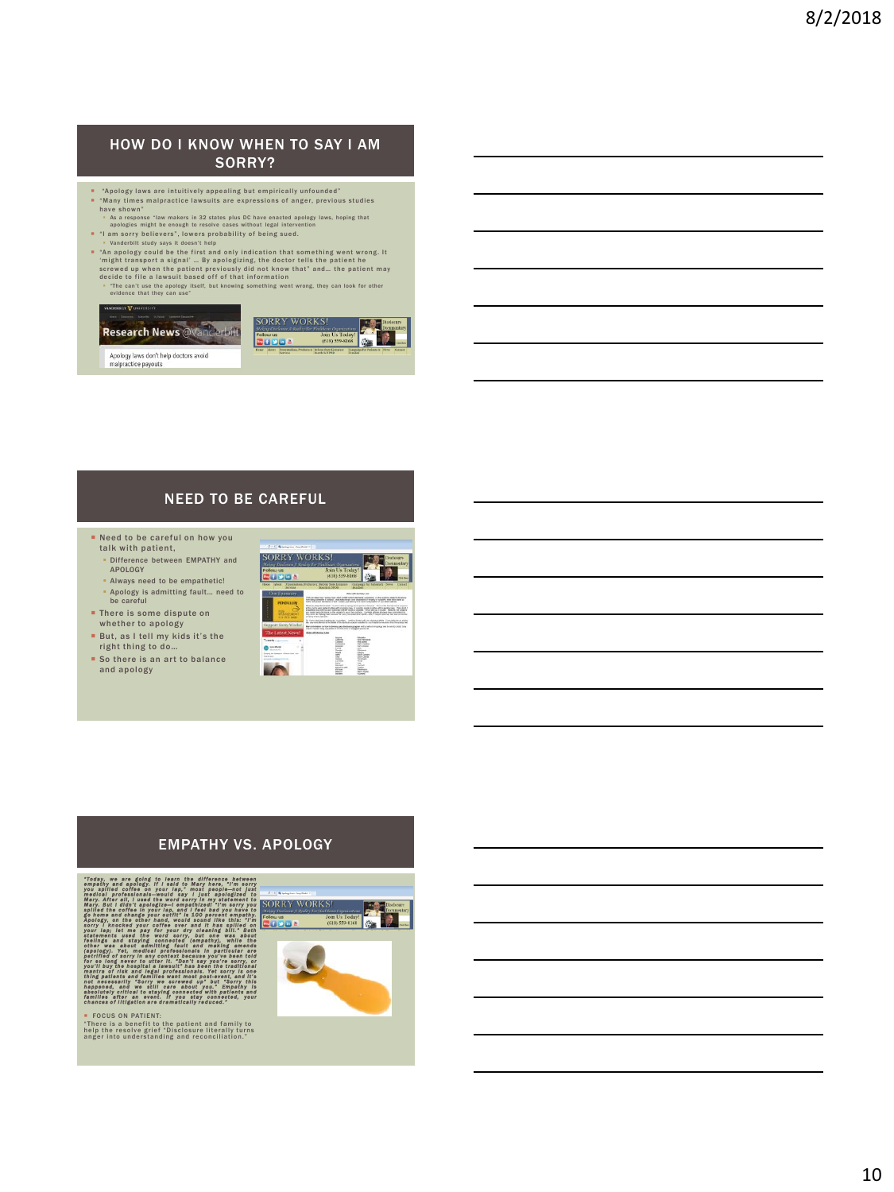## HOW DO I KNOW WHEN TO SAY I AM SORRY?

- "Apology laws are intuitively appealing but empirically unfounded"
- "Many times malpractice lawsuits are expressions of anger, previous studies have shown"
  - As a response "law makers in 32 states plus DC have enacted apology laws, hoping that apologies might be enough to resolve cases without legal intervention
- "I am sorry believers", lowers probability of being sued.
  - Vanderbilt study says it doesn't help
- "An apology could be the first and only indication that something went wrong. It 'might transport a signal' … By apologizing, the doctor tells the patient he screwed up when the patient previously did not know that" and… the patient may decide to file a lawsuit based off of that information
  - "The can't use the apology itself, but knowing something went wrong, they can look for other evidence that they can use"

Research News @Vanderbilt

Apology laws don't help doctors avoid malpractice payouts

SORRY WORKS!

## NEED TO BE CAREFUL

- Need to be careful on how you talk with patient,
  - Difference between EMPATHY and APOLOGY
  - Always need to be empathetic!
  - Apology is admitting fault… need to be careful
- There is some dispute on whether to apology
- But, as I tell my kids it's the right thing to do…
- So there is an art to balance and apology

## EMPATHY VS. APOLOGY

*"Today, we are going to learn the difference between empathy and apology. If I said to Mary here, "I'm sorry you spilled coffee on your lap," most people—not just medical professionals—would say I just apologized to Mary. After all, I used the word sorry in my statement to Mary. But I didn't apologize—I empathized! "I'm sorry you spilled the coffee in your lap, and I feel bad you have to go home and change your outfit" is 100 percent empathy. Apology, on the other hand, would sound like this: "I'm sorry I knocked your coffee over and it has spilled on your lap; let me pay for your dry cleaning bill." Both statements used the word sorry, but one was about feelings and staying connected (empathy), while the other was about admitting fault and making amends (apology). Yet, medical professionals in particular are petrified of sorry in any context because you've been told for so long never to utter it. "Don't say you're sorry, or you'll buy the hospital a lawsuit" has been the traditional mantra of risk and legal professionals. Yet sorry is one thing patients and families want most post-event, and it's not necessarily "Sorry we screwed up" but "Sorry this happened, and we still care about you." Empathy is absolutely critical to staying connected with patients and families after an event. If you stay connected, your chances of litigation are dramatically reduced."*

- FOCUS ON PATIENT:

"There is a benefit to the patient and family to help the resolve grief "Disclosure literally turns anger into understanding and reconciliation."

SORRY WORKS!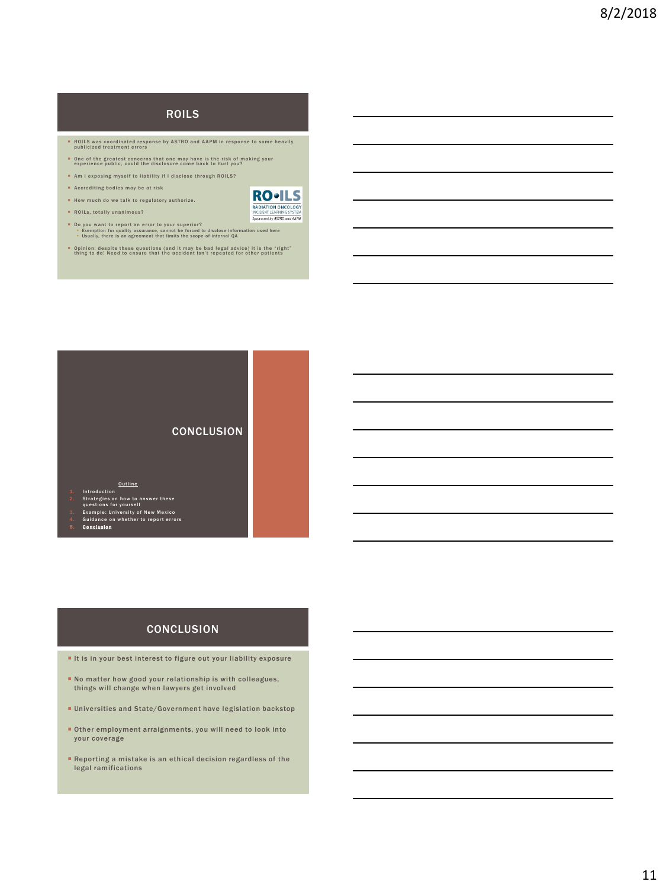## ROILS

- ROILS was coordinated response by ASTRO and AAPM in response to some heavily publicized treatment errors
- One of the greatest concerns that one may have is the risk of making your experience public, could the disclosure come back to hurt you?
- Am I exposing myself to liability if I disclose through ROILS?
- Accrediting bodies may be at risk
- How much do we talk to regulatory authorize.
- ROILs, totally unanimous?
- Do you want to report an error to your superior?
  - Exemption for quality assurance, cannot be forced to disclose information used here
  - Usually, there is an agreement that limits the scope of internal QA
- Opinion: despite these questions (and it may be bad legal advice) it is the "right" thing to do! Need to ensure that the accident isn't repeated for other patients

RO•ILS
RADIATION ONCOLOGY
INCIDENT LEARNING SYSTEM
Sponsored by ASTRO and AAPM

## CONCLUSION

**Outline**

1. Introduction
2. Strategies on how to answer these questions for yourself
3. Example: University of New Mexico
4. Guidance on whether to report errors
5. **Conclusion**

## CONCLUSION

- It is in your best interest to figure out your liability exposure
- No matter how good your relationship is with colleagues, things will change when lawyers get involved
- Universities and State/Government have legislation backstop
- Other employment arraignments, you will need to look into your coverage
- Reporting a mistake is an ethical decision regardless of the legal ramifications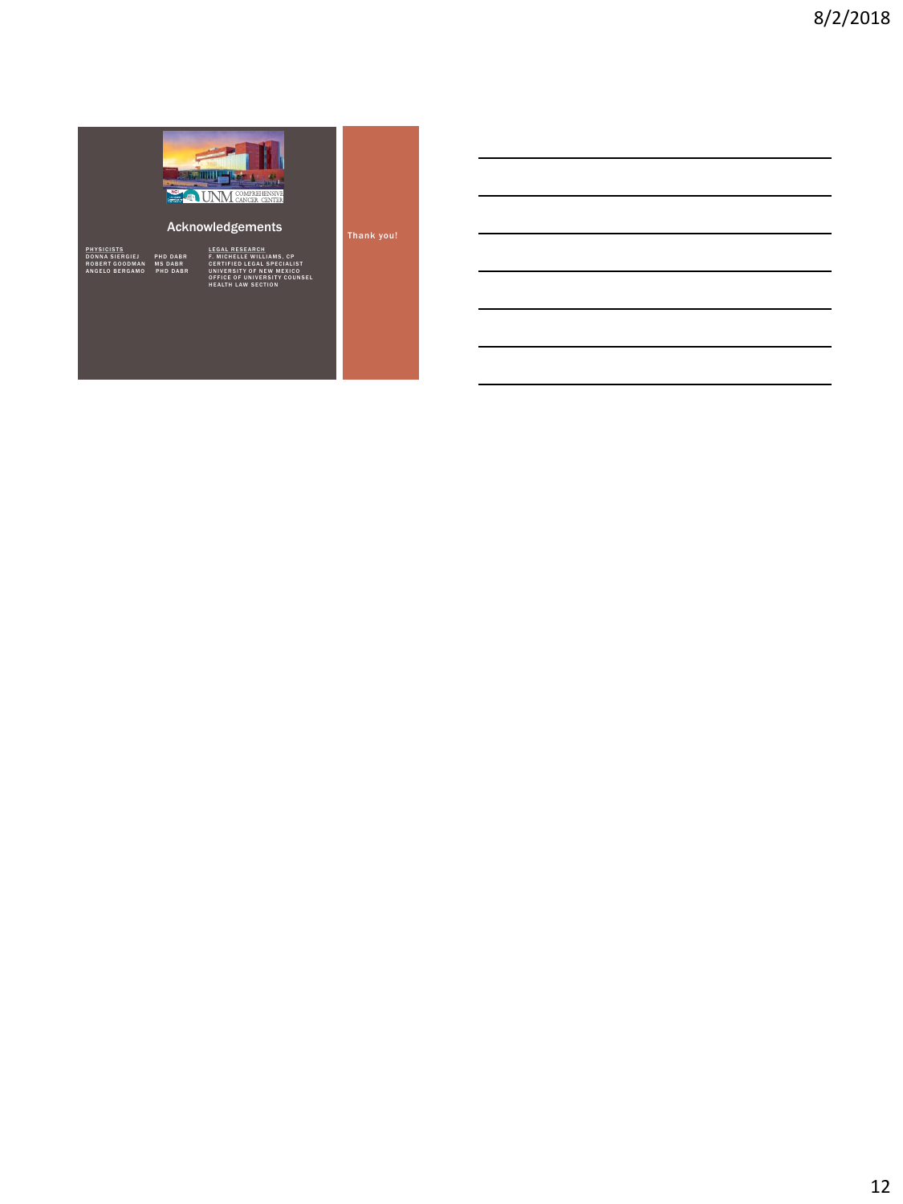## Acknowledgements

**PHYSICISTS**
DONNA SIERGIEJ PHD DABR
ROBERT GOODMAN MS DABR
ANGELO BERGAMO PHD DABR

**LEGAL RESEARCH**
F. MICHELLE WILLIAMS, CP
CERTIFIED LEGAL SPECIALIST
UNIVERSITY OF NEW MEXICO
OFFICE OF UNIVERSITY COUNSEL
HEALTH LAW SECTION

Thank you!